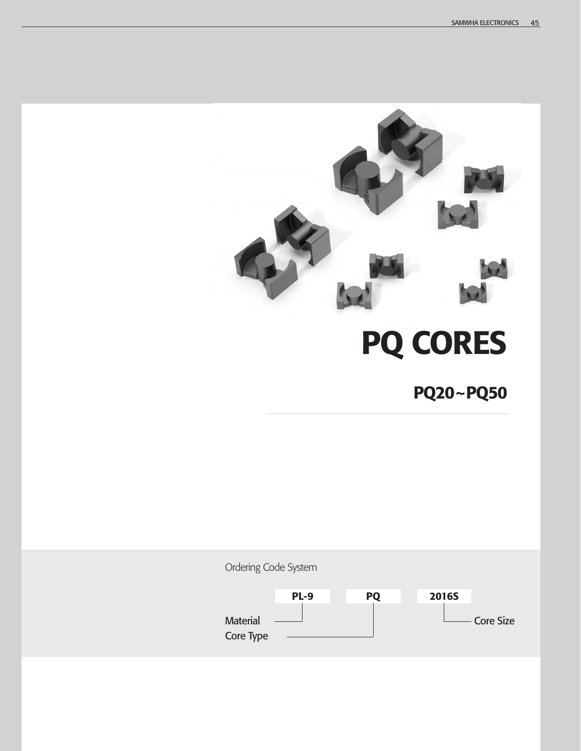# PQ CORES

## PQ20~PQ50

Ordering Code System

| PL-9 | PQ | 2016S |
|---|---|---|
| Material | Core Type | Core Size |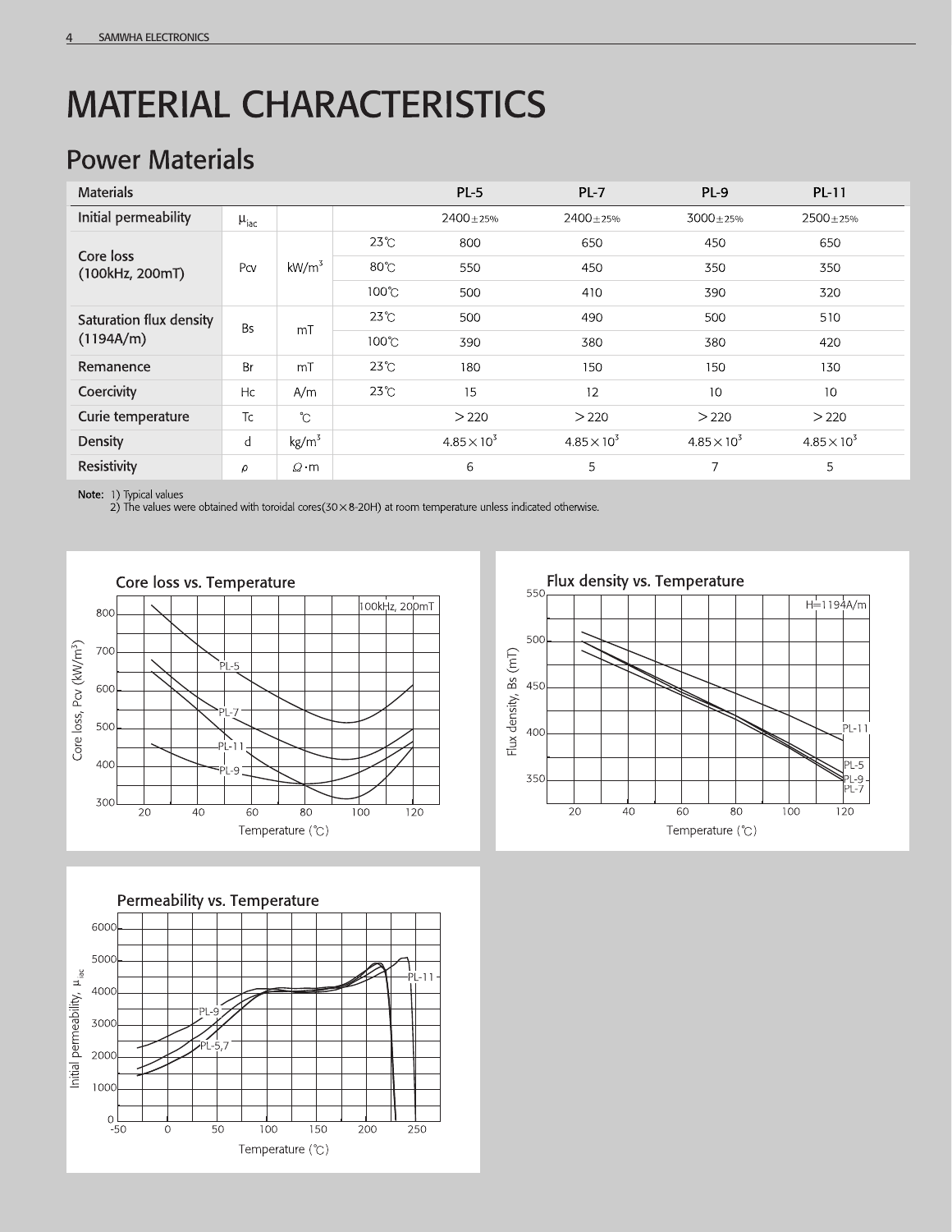# MATERIAL CHARACTERISTICS

## Power Materials

| Materials | | | | PL-5 | PL-7 | PL-9 | PL-11 |
|---|---|---|---|---|---|---|---|
| Initial permeability | $\mu_{iac}$ | | | 2400±25% | 2400±25% | 3000±25% | 2500±25% |
| Core loss (100kHz, 200mT) | Pcv | kW/m³ | 23℃ | 800 | 650 | 450 | 650 |
| | | | 80℃ | 550 | 450 | 350 | 350 |
| | | | 100℃ | 500 | 410 | 390 | 320 |
| Saturation flux density (1194A/m) | Bs | mT | 23℃ | 500 | 490 | 500 | 510 |
| | | | 100℃ | 390 | 380 | 380 | 420 |
| Remanence | Br | mT | 23℃ | 180 | 150 | 150 | 130 |
| Coercivity | Hc | A/m | 23℃ | 15 | 12 | 10 | 10 |
| Curie temperature | Tc | ℃ | | ＞220 | ＞220 | ＞220 | ＞220 |
| Density | d | kg/m³ | | $4.85\times10^3$ | $4.85\times10^3$ | $4.85\times10^3$ | $4.85\times10^3$ |
| Resistivity | $\rho$ | Ω·m | | 6 | 5 | 7 | 5 |

**Note:** 1) Typical values
2) The values were obtained with toroidal cores(30×8-20H) at room temperature unless indicated otherwise.

Core loss vs. Temperature

Flux density vs. Temperature

Permeability vs. Temperature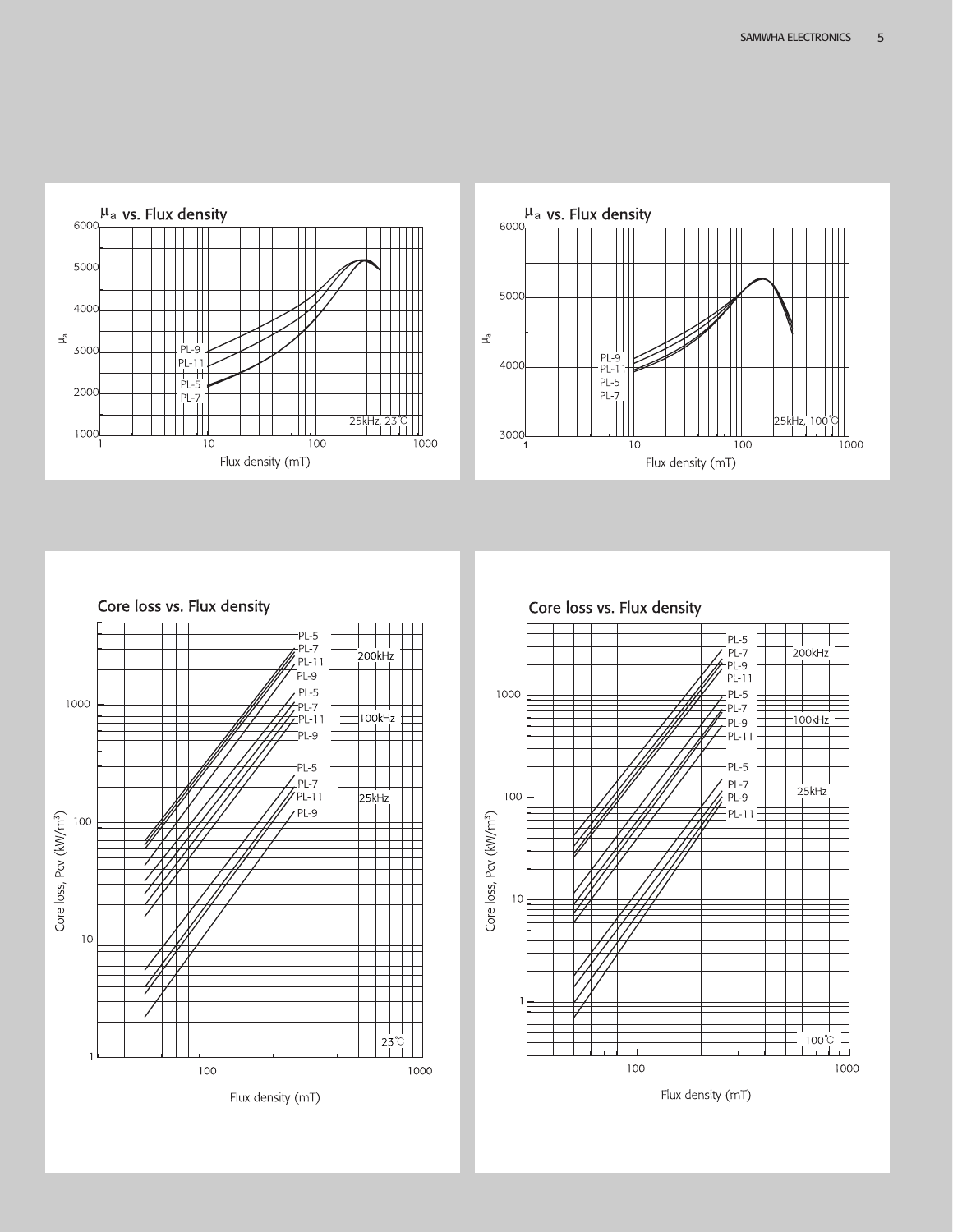## μa vs. Flux density

25kHz, 23℃

μa: 1000 – 6000

Flux density (mT): 1 – 1000

PL-9, PL-11, PL-5, PL-7

## μa vs. Flux density

25kHz, 100℃

μa: 3000 – 6000

Flux density (mT): 1 – 1000

PL-9, PL-11, PL-5, PL-7

## Core loss vs. Flux density

23℃

Core loss, Pcv ($kW/m^3$): 1 – 1000

Flux density (mT): 100 – 1000

200kHz: PL-5, PL-7, PL-11, PL-9

100kHz: PL-5, PL-7, PL-11, PL-9

25kHz: PL-5, PL-7, PL-11, PL-9

## Core loss vs. Flux density

100℃

Core loss, Pcv ($kW/m^3$): 1 – 1000

Flux density (mT): 100 – 1000

200kHz: PL-5, PL-7, PL-9, PL-11

100kHz: PL-5, PL-7, PL-9, PL-11

25kHz: PL-5, PL-7, PL-9, PL-11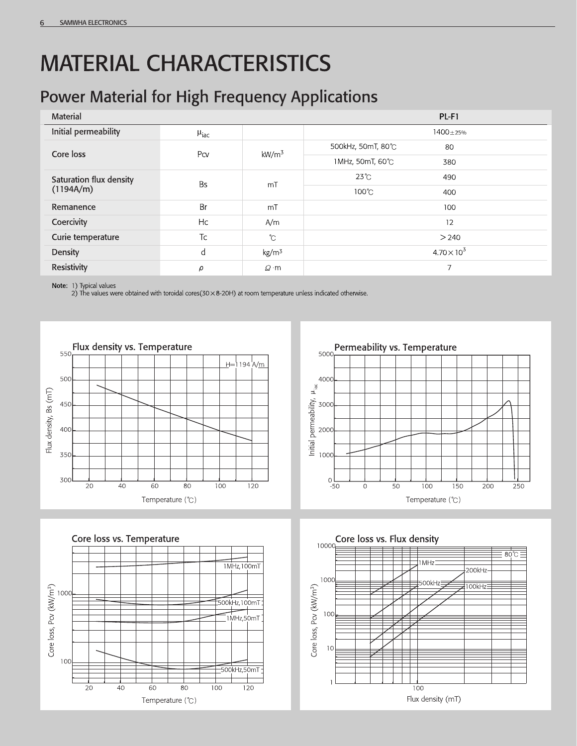# MATERIAL CHARACTERISTICS

## Power Material for High Frequency Applications

| Material | | | | PL-F1 |
|---|---|---|---|---|
| Initial permeability | $\mu_{iac}$ | | | 1400±25% |
| Core loss | Pcv | kW/m³ | 500kHz, 50mT, 80℃ | 80 |
| | | | 1MHz, 50mT, 60℃ | 380 |
| Saturation flux density (1194A/m) | Bs | mT | 23℃ | 490 |
| | | | 100℃ | 400 |
| Remanence | Br | mT | | 100 |
| Coercivity | Hc | A/m | | 12 |
| Curie temperature | Tc | ℃ | | >240 |
| Density | d | kg/m³ | | $4.70\times10^3$ |
| Resistivity | $\rho$ | Ω·m | | 7 |

**Note:** 1) Typical values
2) The values were obtained with toroidal cores(30×8-20H) at room temperature unless indicated otherwise.

Flux density vs. Temperature

Permeability vs. Temperature

Core loss vs. Temperature

Core loss vs. Flux density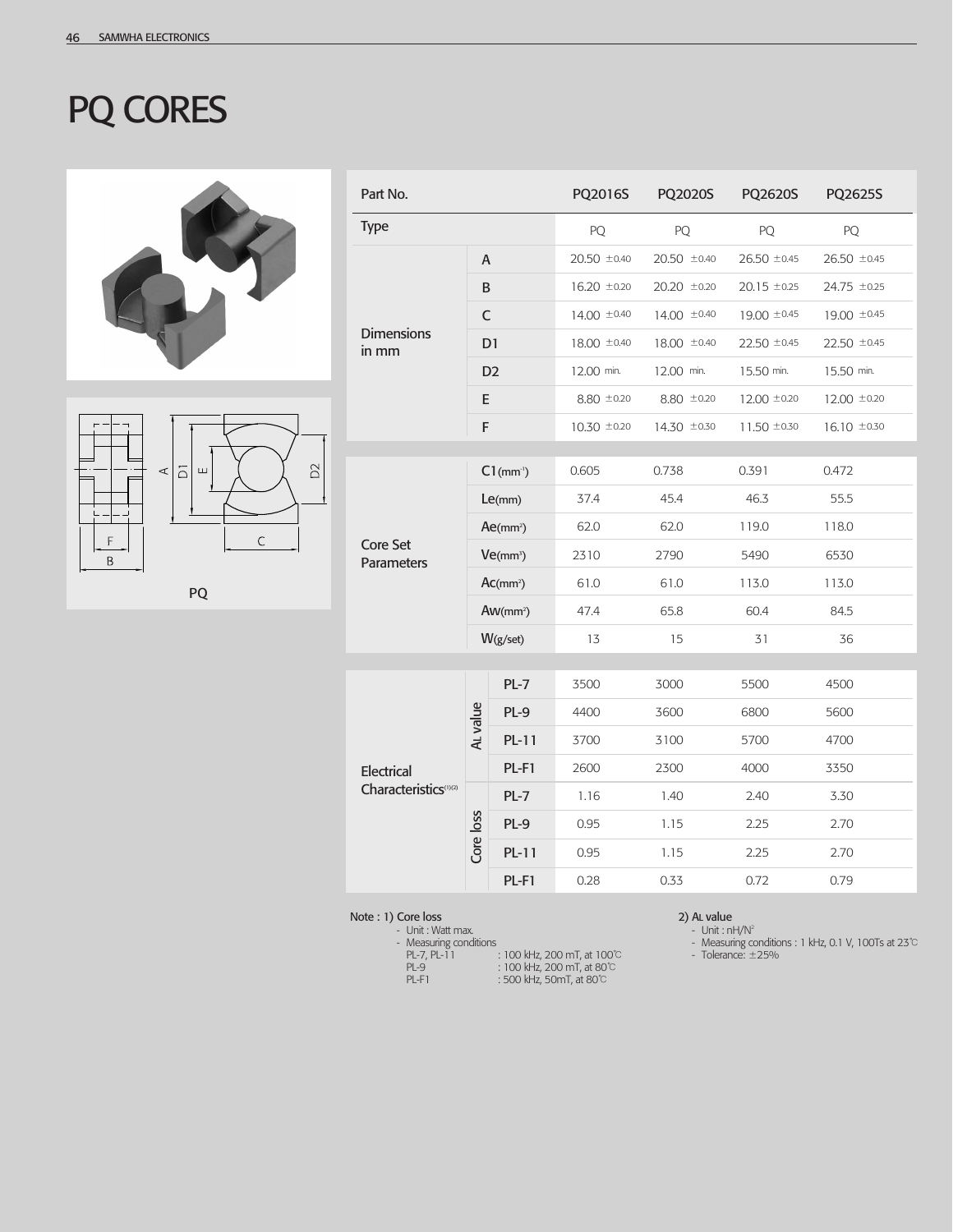# PQ CORES

PQ

| Part No. | | | PQ2016S | PQ2020S | PQ2620S | PQ2625S |
|---|---|---|---|---|---|---|
| Type | | | PQ | PQ | PQ | PQ |
| Dimensions in mm | A | | 20.50 ±0.40 | 20.50 ±0.40 | 26.50 ±0.45 | 26.50 ±0.45 |
| | B | | 16.20 ±0.20 | 20.20 ±0.20 | 20.15 ±0.25 | 24.75 ±0.25 |
| | C | | 14.00 ±0.40 | 14.00 ±0.40 | 19.00 ±0.45 | 19.00 ±0.45 |
| | D1 | | 18.00 ±0.40 | 18.00 ±0.40 | 22.50 ±0.45 | 22.50 ±0.45 |
| | D2 | | 12.00 min. | 12.00 min. | 15.50 min. | 15.50 min. |
| | E | | 8.80 ±0.20 | 8.80 ±0.20 | 12.00 ±0.20 | 12.00 ±0.20 |
| | F | | 10.30 ±0.20 | 14.30 ±0.30 | 11.50 ±0.30 | 16.10 ±0.30 |
| Core Set Parameters | C1($mm^{-1}$) | | 0.605 | 0.738 | 0.391 | 0.472 |
| | Le(mm) | | 37.4 | 45.4 | 46.3 | 55.5 |
| | Ae($mm^2$) | | 62.0 | 62.0 | 119.0 | 118.0 |
| | Ve($mm^3$) | | 2310 | 2790 | 5490 | 6530 |
| | Ac($mm^2$) | | 61.0 | 61.0 | 113.0 | 113.0 |
| | Aw($mm^2$) | | 47.4 | 65.8 | 60.4 | 84.5 |
| | W(g/set) | | 13 | 15 | 31 | 36 |
| Electrical Characteristics(1)(2) | AL value | PL-7 | 3500 | 3000 | 5500 | 4500 |
| | | PL-9 | 4400 | 3600 | 6800 | 5600 |
| | | PL-11 | 3700 | 3100 | 5700 | 4700 |
| | | PL-F1 | 2600 | 2300 | 4000 | 3350 |
| | Core loss | PL-7 | 1.16 | 1.40 | 2.40 | 3.30 |
| | | PL-9 | 0.95 | 1.15 | 2.25 | 2.70 |
| | | PL-11 | 0.95 | 1.15 | 2.25 | 2.70 |
| | | PL-F1 | 0.28 | 0.33 | 0.72 | 0.79 |

Note : 1) Core loss
- Unit : Watt max.
- Measuring conditions
  - PL-7, PL-11 : 100 kHz, 200 mT, at 100℃
  - PL-9 : 100 kHz, 200 mT, at 80℃
  - PL-F1 : 500 kHz, 50mT, at 80℃

2) AL value
- Unit : nH/N²
- Measuring conditions : 1 kHz, 0.1 V, 100Ts at 23℃
- Tolerance: ±25%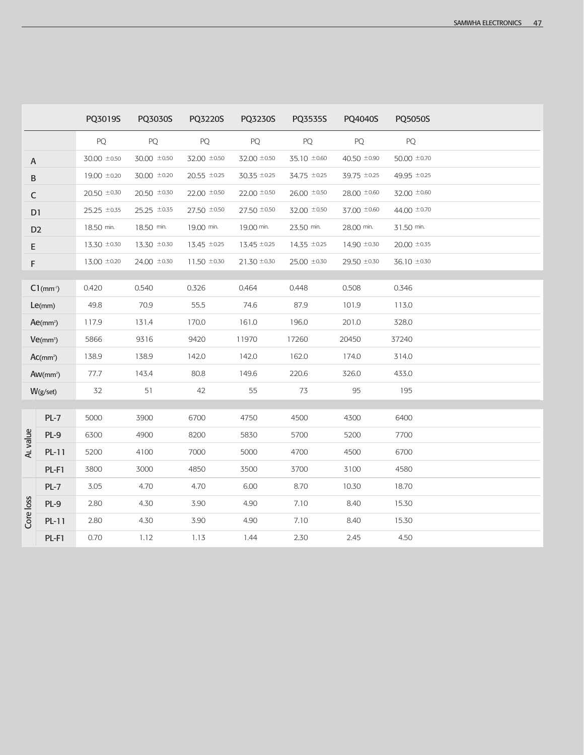| | | PQ3019S | PQ3030S | PQ3220S | PQ3230S | PQ3535S | PQ4040S | PQ5050S |
|---|---|---|---|---|---|---|---|---|
| | | PQ | PQ | PQ | PQ | PQ | PQ | PQ |
| A | | 30.00 ±0.50 | 30.00 ±0.50 | 32.00 ±0.50 | 32.00 ±0.50 | 35.10 ±0.60 | 40.50 ±0.90 | 50.00 ±0.70 |
| B | | 19.00 ±0.20 | 30.00 ±0.20 | 20.55 ±0.25 | 30.35 ±0.25 | 34.75 ±0.25 | 39.75 ±0.25 | 49.95 ±0.25 |
| C | | 20.50 ±0.30 | 20.50 ±0.30 | 22.00 ±0.50 | 22.00 ±0.50 | 26.00 ±0.50 | 28.00 ±0.60 | 32.00 ±0.60 |
| D1 | | 25.25 ±0.35 | 25.25 ±0.35 | 27.50 ±0.50 | 27.50 ±0.50 | 32.00 ±0.50 | 37.00 ±0.60 | 44.00 ±0.70 |
| D2 | | 18.50 min. | 18.50 min. | 19.00 min. | 19.00 min. | 23.50 min. | 28.00 min. | 31.50 min. |
| E | | 13.30 ±0.30 | 13.30 ±0.30 | 13.45 ±0.25 | 13.45 ±0.25 | 14.35 ±0.25 | 14.90 ±0.30 | 20.00 ±0.35 |
| F | | 13.00 ±0.20 | 24.00 ±0.30 | 11.50 ±0.30 | 21.30 ±0.30 | 25.00 ±0.30 | 29.50 ±0.30 | 36.10 ±0.30 |
| C1 ($mm^{-1}$) | | 0.420 | 0.540 | 0.326 | 0.464 | 0.448 | 0.508 | 0.346 |
| Le (mm) | | 49.8 | 70.9 | 55.5 | 74.6 | 87.9 | 101.9 | 113.0 |
| Ae ($mm^2$) | | 117.9 | 131.4 | 170.0 | 161.0 | 196.0 | 201.0 | 328.0 |
| Ve ($mm^3$) | | 5866 | 9316 | 9420 | 11970 | 17260 | 20450 | 37240 |
| Ac ($mm^2$) | | 138.9 | 138.9 | 142.0 | 142.0 | 162.0 | 174.0 | 314.0 |
| Aw ($mm^2$) | | 77.7 | 143.4 | 80.8 | 149.6 | 220.6 | 326.0 | 433.0 |
| W (g/set) | | 32 | 51 | 42 | 55 | 73 | 95 | 195 |
| AL value | PL-7 | 5000 | 3900 | 6700 | 4750 | 4500 | 4300 | 6400 |
| | PL-9 | 6300 | 4900 | 8200 | 5830 | 5700 | 5200 | 7700 |
| | PL-11 | 5200 | 4100 | 7000 | 5000 | 4700 | 4500 | 6700 |
| | PL-F1 | 3800 | 3000 | 4850 | 3500 | 3700 | 3100 | 4580 |
| Core loss | PL-7 | 3.05 | 4.70 | 4.70 | 6.00 | 8.70 | 10.30 | 18.70 |
| | PL-9 | 2.80 | 4.30 | 3.90 | 4.90 | 7.10 | 8.40 | 15.30 |
| | PL-11 | 2.80 | 4.30 | 3.90 | 4.90 | 7.10 | 8.40 | 15.30 |
| | PL-F1 | 0.70 | 1.12 | 1.13 | 1.44 | 2.30 | 2.45 | 4.50 |